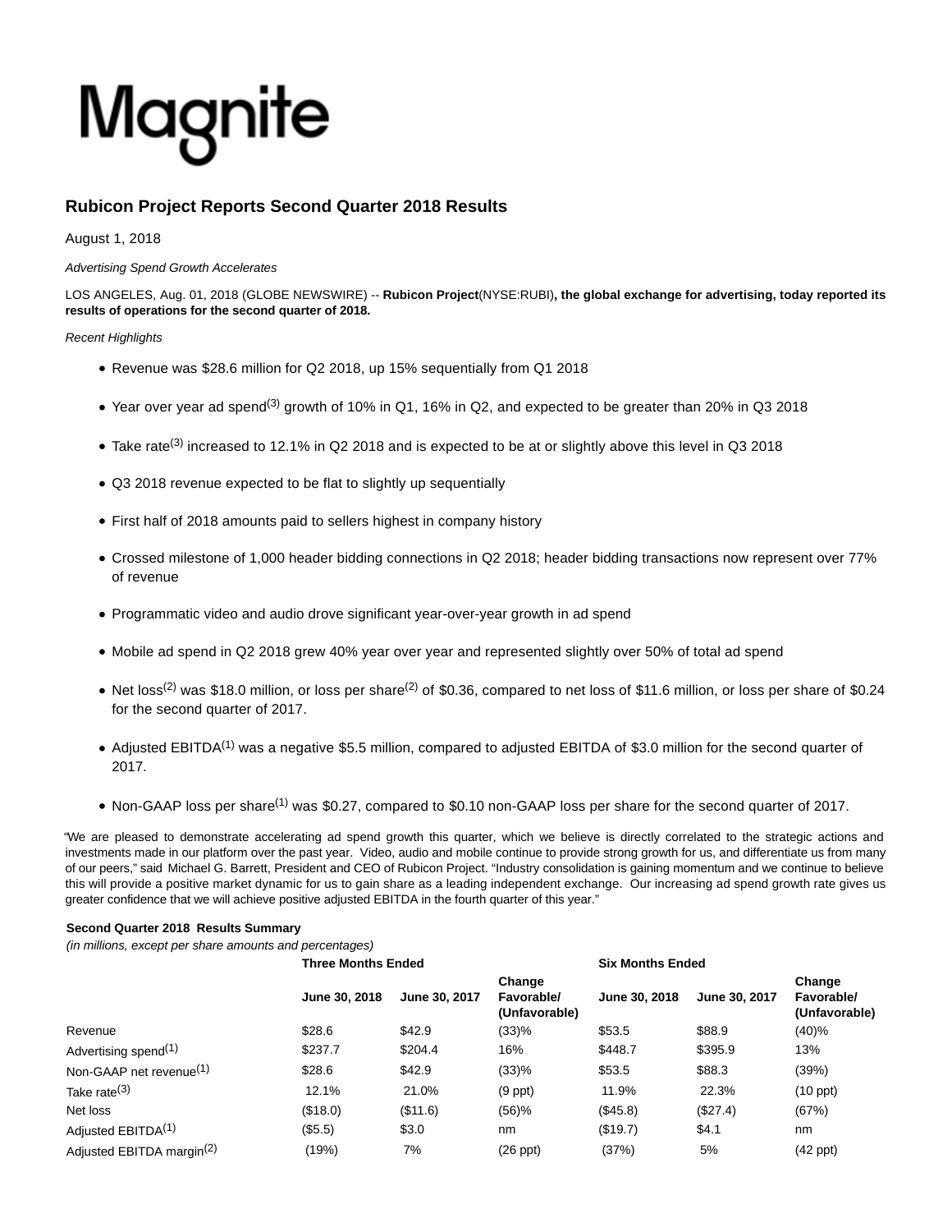Magnite

## Rubicon Project Reports Second Quarter 2018 Results

August 1, 2018

*Advertising Spend Growth Accelerates*

LOS ANGELES, Aug. 01, 2018 (GLOBE NEWSWIRE) -- **Rubicon Project**(NYSE:RUBI)**, the global exchange for advertising, today reported its results of operations for the second quarter of 2018.**

*Recent Highlights*

- Revenue was $28.6 million for Q2 2018, up 15% sequentially from Q1 2018
- Year over year ad spend[(3)] growth of 10% in Q1, 16% in Q2, and expected to be greater than 20% in Q3 2018
- Take rate[(3)] increased to 12.1% in Q2 2018 and is expected to be at or slightly above this level in Q3 2018
- Q3 2018 revenue expected to be flat to slightly up sequentially
- First half of 2018 amounts paid to sellers highest in company history
- Crossed milestone of 1,000 header bidding connections in Q2 2018; header bidding transactions now represent over 77% of revenue
- Programmatic video and audio drove significant year-over-year growth in ad spend
- Mobile ad spend in Q2 2018 grew 40% year over year and represented slightly over 50% of total ad spend
- Net loss[(2)] was $18.0 million, or loss per share[(2)] of $0.36, compared to net loss of $11.6 million, or loss per share of $0.24 for the second quarter of 2017.
- Adjusted EBITDA[(1)] was a negative $5.5 million, compared to adjusted EBITDA of $3.0 million for the second quarter of 2017.
- Non-GAAP loss per share[(1)] was $0.27, compared to $0.10 non-GAAP loss per share for the second quarter of 2017.

"We are pleased to demonstrate accelerating ad spend growth this quarter, which we believe is directly correlated to the strategic actions and investments made in our platform over the past year. Video, audio and mobile continue to provide strong growth for us, and differentiate us from many of our peers," said Michael G. Barrett, President and CEO of Rubicon Project. "Industry consolidation is gaining momentum and we continue to believe this will provide a positive market dynamic for us to gain share as a leading independent exchange. Our increasing ad spend growth rate gives us greater confidence that we will achieve positive adjusted EBITDA in the fourth quarter of this year."

**Second Quarter 2018 Results Summary**
*(in millions, except per share amounts and percentages)*

| | Three Months Ended | | | Six Months Ended | | |
|---|---|---|---|---|---|---|
| | June 30, 2018 | June 30, 2017 | Change Favorable/ (Unfavorable) | June 30, 2018 | June 30, 2017 | Change Favorable/ (Unfavorable) |
| Revenue | $28.6 | $42.9 | (33)% | $53.5 | $88.9 | (40)% |
| Advertising spend[(1)] | $237.7 | $204.4 | 16% | $448.7 | $395.9 | 13% |
| Non-GAAP net revenue[(1)] | $28.6 | $42.9 | (33)% | $53.5 | $88.3 | (39%) |
| Take rate[(3)] | 12.1% | 21.0% | (9 ppt) | 11.9% | 22.3% | (10 ppt) |
| Net loss | ($18.0) | ($11.6) | (56)% | ($45.8) | ($27.4) | (67%) |
| Adjusted EBITDA[(1)] | ($5.5) | $3.0 | nm | ($19.7) | $4.1 | nm |
| Adjusted EBITDA margin[(2)] | (19%) | 7% | (26 ppt) | (37%) | 5% | (42 ppt) |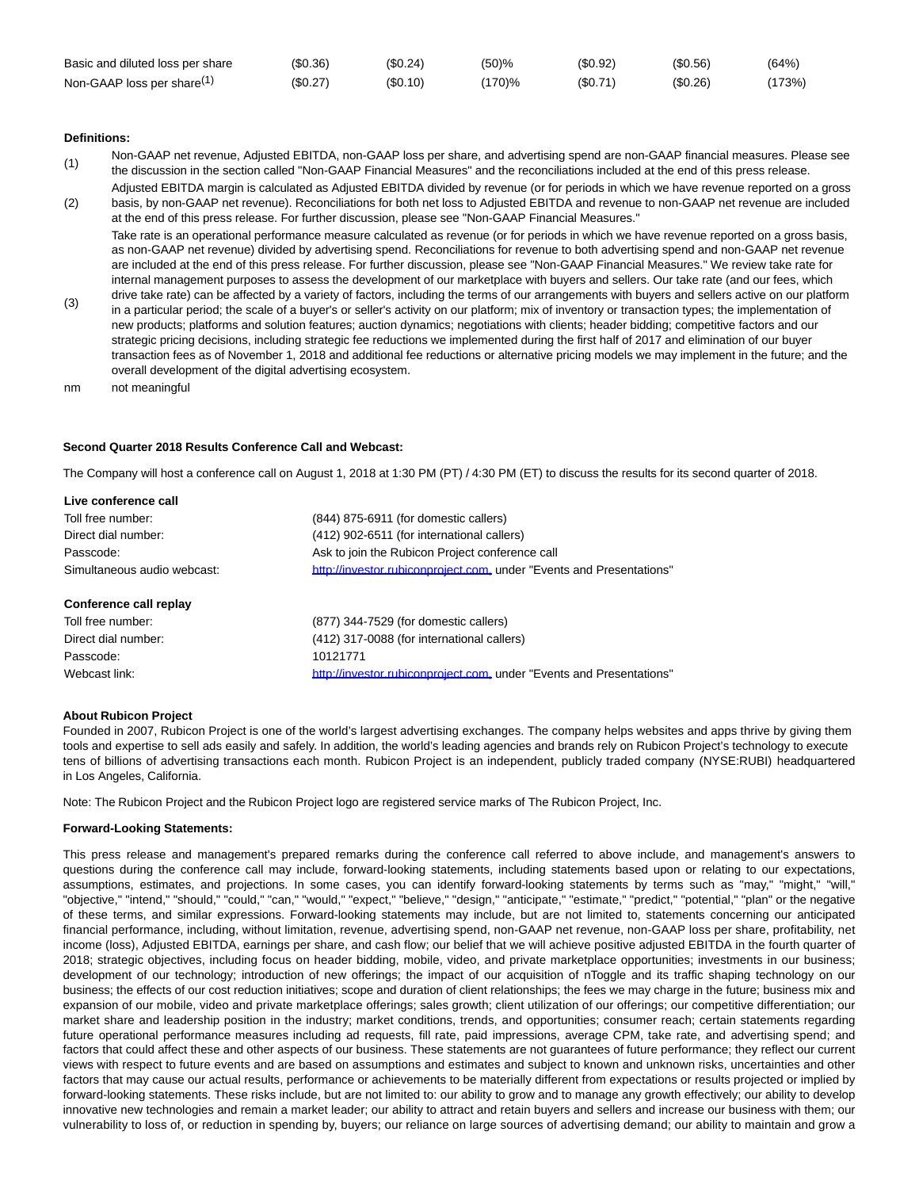| | | | | | | |
|---|---|---|---|---|---|---|
| Basic and diluted loss per share | ($0.36) | ($0.24) | (50)% | ($0.92) | ($0.56) | (64%) |
| Non-GAAP loss per share[1] | ($0.27) | ($0.10) | (170)% | ($0.71) | ($0.26) | (173%) |

**Definitions:**

(1) Non-GAAP net revenue, Adjusted EBITDA, non-GAAP loss per share, and advertising spend are non-GAAP financial measures. Please see the discussion in the section called "Non-GAAP Financial Measures" and the reconciliations included at the end of this press release.

(2) Adjusted EBITDA margin is calculated as Adjusted EBITDA divided by revenue (or for periods in which we have revenue reported on a gross basis, by non-GAAP net revenue). Reconciliations for both net loss to Adjusted EBITDA and revenue to non-GAAP net revenue are included at the end of this press release. For further discussion, please see "Non-GAAP Financial Measures."

(3) Take rate is an operational performance measure calculated as revenue (or for periods in which we have revenue reported on a gross basis, as non-GAAP net revenue) divided by advertising spend. Reconciliations for revenue to both advertising spend and non-GAAP net revenue are included at the end of this press release. For further discussion, please see "Non-GAAP Financial Measures." We review take rate for internal management purposes to assess the development of our marketplace with buyers and sellers. Our take rate (and our fees, which drive take rate) can be affected by a variety of factors, including the terms of our arrangements with buyers and sellers active on our platform in a particular period; the scale of a buyer's or seller's activity on our platform; mix of inventory or transaction types; the implementation of new products; platforms and solution features; auction dynamics; negotiations with clients; header bidding; competitive factors and our strategic pricing decisions, including strategic fee reductions we implemented during the first half of 2017 and elimination of our buyer transaction fees as of November 1, 2018 and additional fee reductions or alternative pricing models we may implement in the future; and the overall development of the digital advertising ecosystem.

nm not meaningful

**Second Quarter 2018 Results Conference Call and Webcast:**

The Company will host a conference call on August 1, 2018 at 1:30 PM (PT) / 4:30 PM (ET) to discuss the results for its second quarter of 2018.

**Live conference call**

| | |
|---|---|
| Toll free number: | (844) 875-6911 (for domestic callers) |
| Direct dial number: | (412) 902-6511 (for international callers) |
| Passcode: | Ask to join the Rubicon Project conference call |
| Simultaneous audio webcast: | http://investor.rubiconproject.com, under "Events and Presentations" |

**Conference call replay**

| | |
|---|---|
| Toll free number: | (877) 344-7529 (for domestic callers) |
| Direct dial number: | (412) 317-0088 (for international callers) |
| Passcode: | 10121771 |
| Webcast link: | http://investor.rubiconproject.com, under "Events and Presentations" |

**About Rubicon Project**

Founded in 2007, Rubicon Project is one of the world's largest advertising exchanges. The company helps websites and apps thrive by giving them tools and expertise to sell ads easily and safely. In addition, the world's leading agencies and brands rely on Rubicon Project's technology to execute tens of billions of advertising transactions each month. Rubicon Project is an independent, publicly traded company (NYSE:RUBI) headquartered in Los Angeles, California.

Note: The Rubicon Project and the Rubicon Project logo are registered service marks of The Rubicon Project, Inc.

**Forward-Looking Statements:**

This press release and management's prepared remarks during the conference call referred to above include, and management's answers to questions during the conference call may include, forward-looking statements, including statements based upon or relating to our expectations, assumptions, estimates, and projections. In some cases, you can identify forward-looking statements by terms such as "may," "might," "will," "objective," "intend," "should," "could," "can," "would," "expect," "believe," "design," "anticipate," "estimate," "predict," "potential," "plan" or the negative of these terms, and similar expressions. Forward-looking statements may include, but are not limited to, statements concerning our anticipated financial performance, including, without limitation, revenue, advertising spend, non-GAAP net revenue, non-GAAP loss per share, profitability, net income (loss), Adjusted EBITDA, earnings per share, and cash flow; our belief that we will achieve positive adjusted EBITDA in the fourth quarter of 2018; strategic objectives, including focus on header bidding, mobile, video, and private marketplace opportunities; investments in our business; development of our technology; introduction of new offerings; the impact of our acquisition of nToggle and its traffic shaping technology on our business; the effects of our cost reduction initiatives; scope and duration of client relationships; the fees we may charge in the future; business mix and expansion of our mobile, video and private marketplace offerings; sales growth; client utilization of our offerings; our competitive differentiation; our market share and leadership position in the industry; market conditions, trends, and opportunities; consumer reach; certain statements regarding future operational performance measures including ad requests, fill rate, paid impressions, average CPM, take rate, and advertising spend; and factors that could affect these and other aspects of our business. These statements are not guarantees of future performance; they reflect our current views with respect to future events and are based on assumptions and estimates and subject to known and unknown risks, uncertainties and other factors that may cause our actual results, performance or achievements to be materially different from expectations or results projected or implied by forward-looking statements. These risks include, but are not limited to: our ability to grow and to manage any growth effectively; our ability to develop innovative new technologies and remain a market leader; our ability to attract and retain buyers and sellers and increase our business with them; our vulnerability to loss of, or reduction in spending by, buyers; our reliance on large sources of advertising demand; our ability to maintain and grow a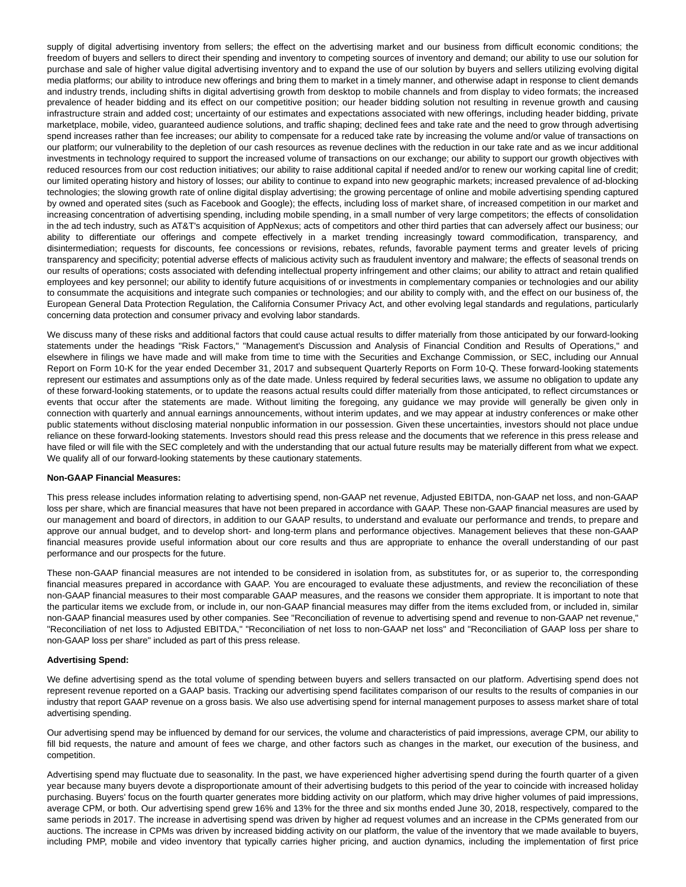supply of digital advertising inventory from sellers; the effect on the advertising market and our business from difficult economic conditions; the freedom of buyers and sellers to direct their spending and inventory to competing sources of inventory and demand; our ability to use our solution for purchase and sale of higher value digital advertising inventory and to expand the use of our solution by buyers and sellers utilizing evolving digital media platforms; our ability to introduce new offerings and bring them to market in a timely manner, and otherwise adapt in response to client demands and industry trends, including shifts in digital advertising growth from desktop to mobile channels and from display to video formats; the increased prevalence of header bidding and its effect on our competitive position; our header bidding solution not resulting in revenue growth and causing infrastructure strain and added cost; uncertainty of our estimates and expectations associated with new offerings, including header bidding, private marketplace, mobile, video, guaranteed audience solutions, and traffic shaping; declined fees and take rate and the need to grow through advertising spend increases rather than fee increases; our ability to compensate for a reduced take rate by increasing the volume and/or value of transactions on our platform; our vulnerability to the depletion of our cash resources as revenue declines with the reduction in our take rate and as we incur additional investments in technology required to support the increased volume of transactions on our exchange; our ability to support our growth objectives with reduced resources from our cost reduction initiatives; our ability to raise additional capital if needed and/or to renew our working capital line of credit; our limited operating history and history of losses; our ability to continue to expand into new geographic markets; increased prevalence of ad-blocking technologies; the slowing growth rate of online digital display advertising; the growing percentage of online and mobile advertising spending captured by owned and operated sites (such as Facebook and Google); the effects, including loss of market share, of increased competition in our market and increasing concentration of advertising spending, including mobile spending, in a small number of very large competitors; the effects of consolidation in the ad tech industry, such as AT&T's acquisition of AppNexus; acts of competitors and other third parties that can adversely affect our business; our ability to differentiate our offerings and compete effectively in a market trending increasingly toward commodification, transparency, and disintermediation; requests for discounts, fee concessions or revisions, rebates, refunds, favorable payment terms and greater levels of pricing transparency and specificity; potential adverse effects of malicious activity such as fraudulent inventory and malware; the effects of seasonal trends on our results of operations; costs associated with defending intellectual property infringement and other claims; our ability to attract and retain qualified employees and key personnel; our ability to identify future acquisitions of or investments in complementary companies or technologies and our ability to consummate the acquisitions and integrate such companies or technologies; and our ability to comply with, and the effect on our business of, the European General Data Protection Regulation, the California Consumer Privacy Act, and other evolving legal standards and regulations, particularly concerning data protection and consumer privacy and evolving labor standards.

We discuss many of these risks and additional factors that could cause actual results to differ materially from those anticipated by our forward-looking statements under the headings "Risk Factors," "Management's Discussion and Analysis of Financial Condition and Results of Operations," and elsewhere in filings we have made and will make from time to time with the Securities and Exchange Commission, or SEC, including our Annual Report on Form 10-K for the year ended December 31, 2017 and subsequent Quarterly Reports on Form 10-Q. These forward-looking statements represent our estimates and assumptions only as of the date made. Unless required by federal securities laws, we assume no obligation to update any of these forward-looking statements, or to update the reasons actual results could differ materially from those anticipated, to reflect circumstances or events that occur after the statements are made. Without limiting the foregoing, any guidance we may provide will generally be given only in connection with quarterly and annual earnings announcements, without interim updates, and we may appear at industry conferences or make other public statements without disclosing material nonpublic information in our possession. Given these uncertainties, investors should not place undue reliance on these forward-looking statements. Investors should read this press release and the documents that we reference in this press release and have filed or will file with the SEC completely and with the understanding that our actual future results may be materially different from what we expect. We qualify all of our forward-looking statements by these cautionary statements.

**Non-GAAP Financial Measures:**

This press release includes information relating to advertising spend, non-GAAP net revenue, Adjusted EBITDA, non-GAAP net loss, and non-GAAP loss per share, which are financial measures that have not been prepared in accordance with GAAP. These non-GAAP financial measures are used by our management and board of directors, in addition to our GAAP results, to understand and evaluate our performance and trends, to prepare and approve our annual budget, and to develop short- and long-term plans and performance objectives. Management believes that these non-GAAP financial measures provide useful information about our core results and thus are appropriate to enhance the overall understanding of our past performance and our prospects for the future.

These non-GAAP financial measures are not intended to be considered in isolation from, as substitutes for, or as superior to, the corresponding financial measures prepared in accordance with GAAP. You are encouraged to evaluate these adjustments, and review the reconciliation of these non-GAAP financial measures to their most comparable GAAP measures, and the reasons we consider them appropriate. It is important to note that the particular items we exclude from, or include in, our non-GAAP financial measures may differ from the items excluded from, or included in, similar non-GAAP financial measures used by other companies. See "Reconciliation of revenue to advertising spend and revenue to non-GAAP net revenue," "Reconciliation of net loss to Adjusted EBITDA," "Reconciliation of net loss to non-GAAP net loss" and "Reconciliation of GAAP loss per share to non-GAAP loss per share" included as part of this press release.

**Advertising Spend:**

We define advertising spend as the total volume of spending between buyers and sellers transacted on our platform. Advertising spend does not represent revenue reported on a GAAP basis. Tracking our advertising spend facilitates comparison of our results to the results of companies in our industry that report GAAP revenue on a gross basis. We also use advertising spend for internal management purposes to assess market share of total advertising spending.

Our advertising spend may be influenced by demand for our services, the volume and characteristics of paid impressions, average CPM, our ability to fill bid requests, the nature and amount of fees we charge, and other factors such as changes in the market, our execution of the business, and competition.

Advertising spend may fluctuate due to seasonality. In the past, we have experienced higher advertising spend during the fourth quarter of a given year because many buyers devote a disproportionate amount of their advertising budgets to this period of the year to coincide with increased holiday purchasing. Buyers' focus on the fourth quarter generates more bidding activity on our platform, which may drive higher volumes of paid impressions, average CPM, or both. Our advertising spend grew 16% and 13% for the three and six months ended June 30, 2018, respectively, compared to the same periods in 2017. The increase in advertising spend was driven by higher ad request volumes and an increase in the CPMs generated from our auctions. The increase in CPMs was driven by increased bidding activity on our platform, the value of the inventory that we made available to buyers, including PMP, mobile and video inventory that typically carries higher pricing, and auction dynamics, including the implementation of first price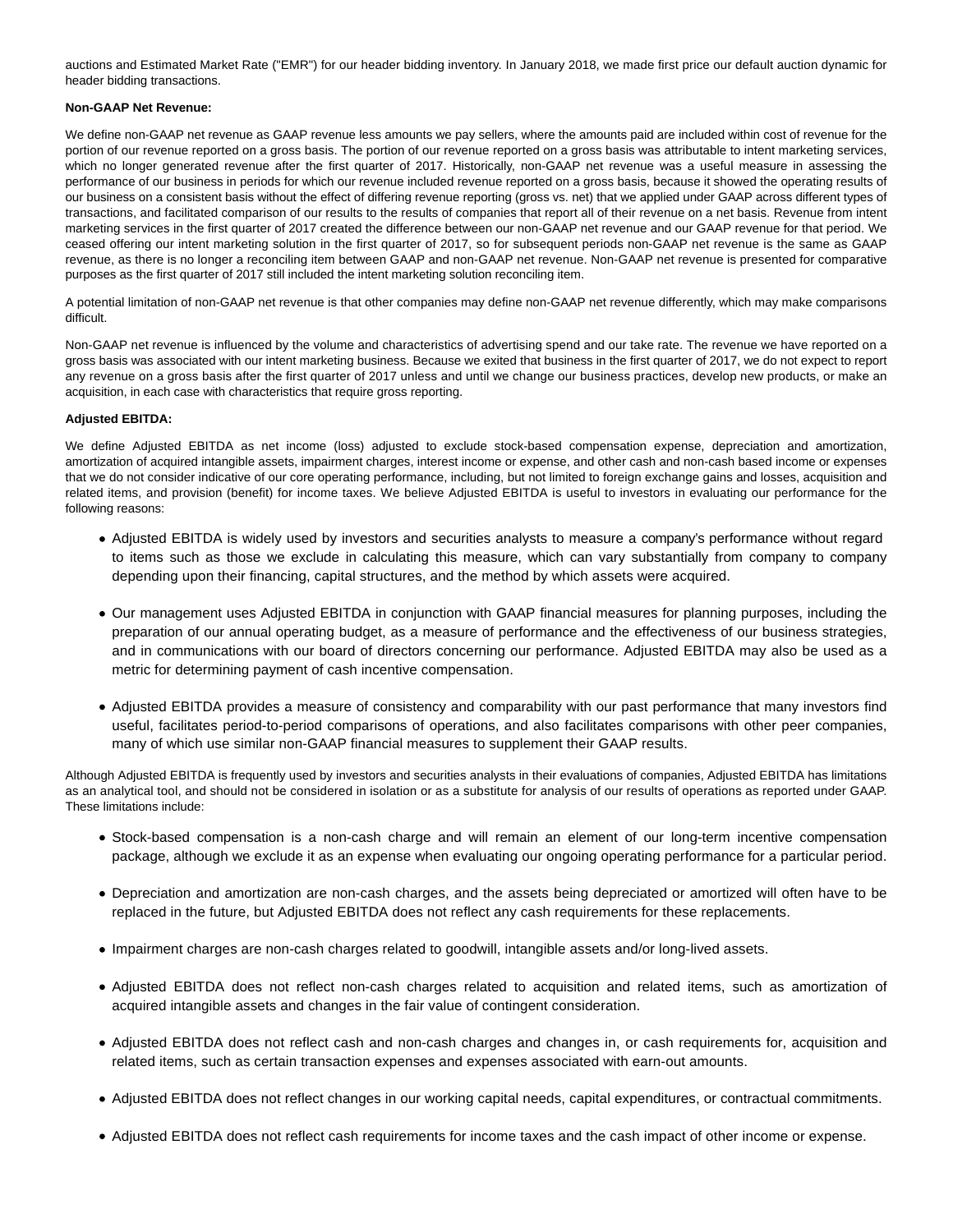auctions and Estimated Market Rate ("EMR") for our header bidding inventory. In January 2018, we made first price our default auction dynamic for header bidding transactions.

**Non-GAAP Net Revenue:**

We define non-GAAP net revenue as GAAP revenue less amounts we pay sellers, where the amounts paid are included within cost of revenue for the portion of our revenue reported on a gross basis. The portion of our revenue reported on a gross basis was attributable to intent marketing services, which no longer generated revenue after the first quarter of 2017. Historically, non-GAAP net revenue was a useful measure in assessing the performance of our business in periods for which our revenue included revenue reported on a gross basis, because it showed the operating results of our business on a consistent basis without the effect of differing revenue reporting (gross vs. net) that we applied under GAAP across different types of transactions, and facilitated comparison of our results to the results of companies that report all of their revenue on a net basis. Revenue from intent marketing services in the first quarter of 2017 created the difference between our non-GAAP net revenue and our GAAP revenue for that period. We ceased offering our intent marketing solution in the first quarter of 2017, so for subsequent periods non-GAAP net revenue is the same as GAAP revenue, as there is no longer a reconciling item between GAAP and non-GAAP net revenue. Non-GAAP net revenue is presented for comparative purposes as the first quarter of 2017 still included the intent marketing solution reconciling item.

A potential limitation of non-GAAP net revenue is that other companies may define non-GAAP net revenue differently, which may make comparisons difficult.

Non-GAAP net revenue is influenced by the volume and characteristics of advertising spend and our take rate. The revenue we have reported on a gross basis was associated with our intent marketing business. Because we exited that business in the first quarter of 2017, we do not expect to report any revenue on a gross basis after the first quarter of 2017 unless and until we change our business practices, develop new products, or make an acquisition, in each case with characteristics that require gross reporting.

**Adjusted EBITDA:**

We define Adjusted EBITDA as net income (loss) adjusted to exclude stock-based compensation expense, depreciation and amortization, amortization of acquired intangible assets, impairment charges, interest income or expense, and other cash and non-cash based income or expenses that we do not consider indicative of our core operating performance, including, but not limited to foreign exchange gains and losses, acquisition and related items, and provision (benefit) for income taxes. We believe Adjusted EBITDA is useful to investors in evaluating our performance for the following reasons:

- Adjusted EBITDA is widely used by investors and securities analysts to measure a company's performance without regard to items such as those we exclude in calculating this measure, which can vary substantially from company to company depending upon their financing, capital structures, and the method by which assets were acquired.

- Our management uses Adjusted EBITDA in conjunction with GAAP financial measures for planning purposes, including the preparation of our annual operating budget, as a measure of performance and the effectiveness of our business strategies, and in communications with our board of directors concerning our performance. Adjusted EBITDA may also be used as a metric for determining payment of cash incentive compensation.

- Adjusted EBITDA provides a measure of consistency and comparability with our past performance that many investors find useful, facilitates period-to-period comparisons of operations, and also facilitates comparisons with other peer companies, many of which use similar non-GAAP financial measures to supplement their GAAP results.

Although Adjusted EBITDA is frequently used by investors and securities analysts in their evaluations of companies, Adjusted EBITDA has limitations as an analytical tool, and should not be considered in isolation or as a substitute for analysis of our results of operations as reported under GAAP. These limitations include:

- Stock-based compensation is a non-cash charge and will remain an element of our long-term incentive compensation package, although we exclude it as an expense when evaluating our ongoing operating performance for a particular period.

- Depreciation and amortization are non-cash charges, and the assets being depreciated or amortized will often have to be replaced in the future, but Adjusted EBITDA does not reflect any cash requirements for these replacements.

- Impairment charges are non-cash charges related to goodwill, intangible assets and/or long-lived assets.

- Adjusted EBITDA does not reflect non-cash charges related to acquisition and related items, such as amortization of acquired intangible assets and changes in the fair value of contingent consideration.

- Adjusted EBITDA does not reflect cash and non-cash charges and changes in, or cash requirements for, acquisition and related items, such as certain transaction expenses and expenses associated with earn-out amounts.

- Adjusted EBITDA does not reflect changes in our working capital needs, capital expenditures, or contractual commitments.

- Adjusted EBITDA does not reflect cash requirements for income taxes and the cash impact of other income or expense.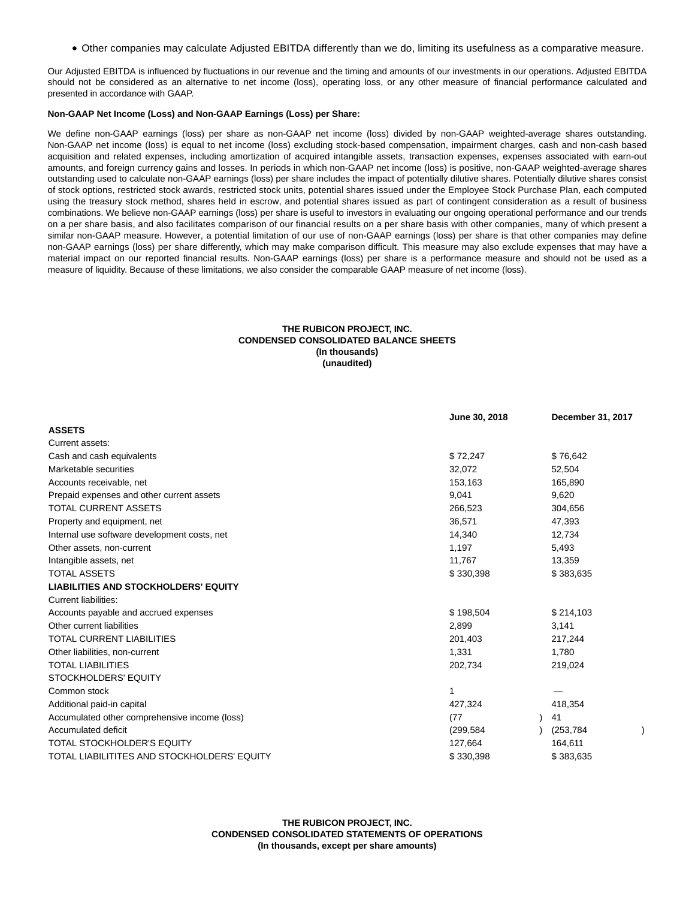- Other companies may calculate Adjusted EBITDA differently than we do, limiting its usefulness as a comparative measure.

Our Adjusted EBITDA is influenced by fluctuations in our revenue and the timing and amounts of our investments in our operations. Adjusted EBITDA should not be considered as an alternative to net income (loss), operating loss, or any other measure of financial performance calculated and presented in accordance with GAAP.

**Non-GAAP Net Income (Loss) and Non-GAAP Earnings (Loss) per Share:**

We define non-GAAP earnings (loss) per share as non-GAAP net income (loss) divided by non-GAAP weighted-average shares outstanding. Non-GAAP net income (loss) is equal to net income (loss) excluding stock-based compensation, impairment charges, cash and non-cash based acquisition and related expenses, including amortization of acquired intangible assets, transaction expenses, expenses associated with earn-out amounts, and foreign currency gains and losses. In periods in which non-GAAP net income (loss) is positive, non-GAAP weighted-average shares outstanding used to calculate non-GAAP earnings (loss) per share includes the impact of potentially dilutive shares. Potentially dilutive shares consist of stock options, restricted stock awards, restricted stock units, potential shares issued under the Employee Stock Purchase Plan, each computed using the treasury stock method, shares held in escrow, and potential shares issued as part of contingent consideration as a result of business combinations. We believe non-GAAP earnings (loss) per share is useful to investors in evaluating our ongoing operational performance and our trends on a per share basis, and also facilitates comparison of our financial results on a per share basis with other companies, many of which present a similar non-GAAP measure. However, a potential limitation of our use of non-GAAP earnings (loss) per share is that other companies may define non-GAAP earnings (loss) per share differently, which may make comparison difficult. This measure may also exclude expenses that may have a material impact on our reported financial results. Non-GAAP earnings (loss) per share is a performance measure and should not be used as a measure of liquidity. Because of these limitations, we also consider the comparable GAAP measure of net income (loss).

**THE RUBICON PROJECT, INC.**
**CONDENSED CONSOLIDATED BALANCE SHEETS**
**(In thousands)**
**(unaudited)**

| | June 30, 2018 | December 31, 2017 |
|---|---|---|
| **ASSETS** | | |
| Current assets: | | |
| Cash and cash equivalents | $ 72,247 | $ 76,642 |
| Marketable securities | 32,072 | 52,504 |
| Accounts receivable, net | 153,163 | 165,890 |
| Prepaid expenses and other current assets | 9,041 | 9,620 |
| TOTAL CURRENT ASSETS | 266,523 | 304,656 |
| Property and equipment, net | 36,571 | 47,393 |
| Internal use software development costs, net | 14,340 | 12,734 |
| Other assets, non-current | 1,197 | 5,493 |
| Intangible assets, net | 11,767 | 13,359 |
| TOTAL ASSETS | $ 330,398 | $ 383,635 |
| **LIABILITIES AND STOCKHOLDERS' EQUITY** | | |
| Current liabilities: | | |
| Accounts payable and accrued expenses | $ 198,504 | $ 214,103 |
| Other current liabilities | 2,899 | 3,141 |
| TOTAL CURRENT LIABILITIES | 201,403 | 217,244 |
| Other liabilities, non-current | 1,331 | 1,780 |
| TOTAL LIABILITIES | 202,734 | 219,024 |
| STOCKHOLDERS' EQUITY | | |
| Common stock | 1 | — |
| Additional paid-in capital | 427,324 | 418,354 |
| Accumulated other comprehensive income (loss) | (77) | 41 |
| Accumulated deficit | (299,584) | (253,784) |
| TOTAL STOCKHOLDER'S EQUITY | 127,664 | 164,611 |
| TOTAL LIABILITITES AND STOCKHOLDERS' EQUITY | $ 330,398 | $ 383,635 |

**THE RUBICON PROJECT, INC.**
**CONDENSED CONSOLIDATED STATEMENTS OF OPERATIONS**
**(In thousands, except per share amounts)**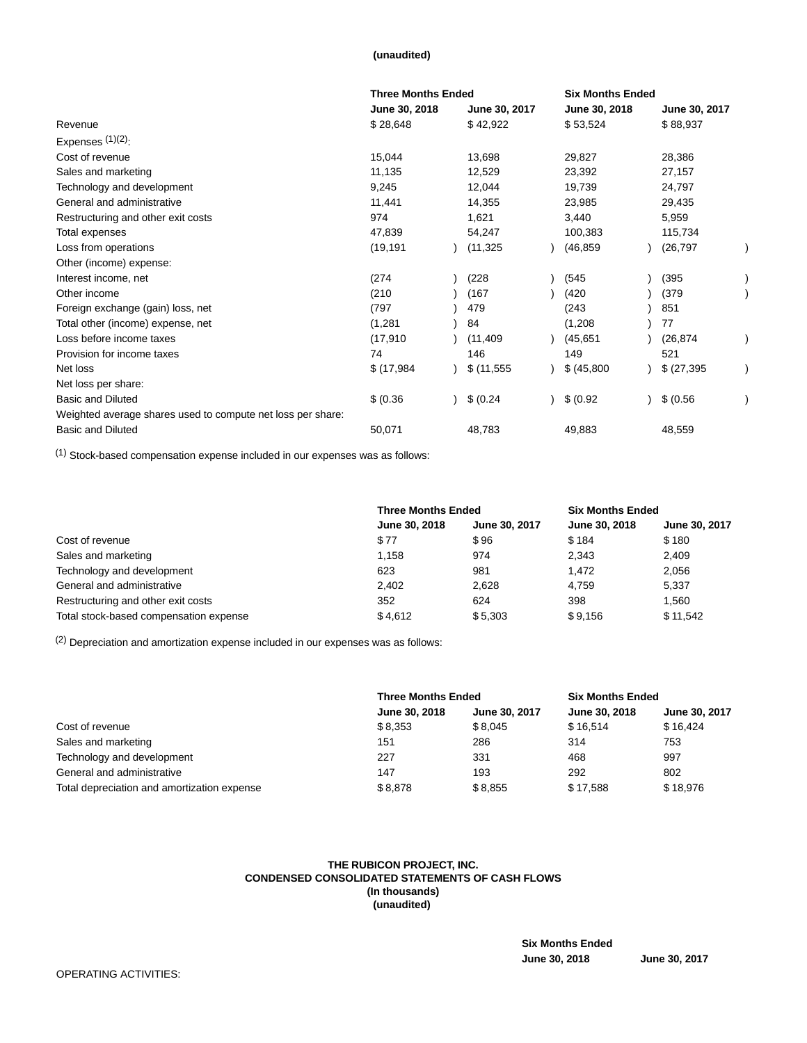(unaudited)

| | Three Months Ended | | Six Months Ended | |
|---|---|---|---|---|
| | June 30, 2018 | June 30, 2017 | June 30, 2018 | June 30, 2017 |
| Revenue | $ 28,648 | $ 42,922 | $ 53,524 | $ 88,937 |
| Expenses (1)(2): | | | | |
| Cost of revenue | 15,044 | 13,698 | 29,827 | 28,386 |
| Sales and marketing | 11,135 | 12,529 | 23,392 | 27,157 |
| Technology and development | 9,245 | 12,044 | 19,739 | 24,797 |
| General and administrative | 11,441 | 14,355 | 23,985 | 29,435 |
| Restructuring and other exit costs | 974 | 1,621 | 3,440 | 5,959 |
| Total expenses | 47,839 | 54,247 | 100,383 | 115,734 |
| Loss from operations | (19,191) | (11,325) | (46,859) | (26,797) |
| Other (income) expense: | | | | |
| Interest income, net | (274) | (228) | (545) | (395) |
| Other income | (210) | (167) | (420) | (379) |
| Foreign exchange (gain) loss, net | (797) | 479 | (243) | 851 |
| Total other (income) expense, net | (1,281) | 84 | (1,208) | 77 |
| Loss before income taxes | (17,910) | (11,409) | (45,651) | (26,874) |
| Provision for income taxes | 74 | 146 | 149 | 521 |
| Net loss | $ (17,984) | $ (11,555) | $ (45,800) | $ (27,395) |
| Net loss per share: | | | | |
| Basic and Diluted | $ (0.36) | $ (0.24) | $ (0.92) | $ (0.56) |
| Weighted average shares used to compute net loss per share: | | | | |
| Basic and Diluted | 50,071 | 48,783 | 49,883 | 48,559 |

(1) Stock-based compensation expense included in our expenses was as follows:

| | Three Months Ended | | Six Months Ended | |
|---|---|---|---|---|
| | June 30, 2018 | June 30, 2017 | June 30, 2018 | June 30, 2017 |
| Cost of revenue | $ 77 | $ 96 | $ 184 | $ 180 |
| Sales and marketing | 1,158 | 974 | 2,343 | 2,409 |
| Technology and development | 623 | 981 | 1,472 | 2,056 |
| General and administrative | 2,402 | 2,628 | 4,759 | 5,337 |
| Restructuring and other exit costs | 352 | 624 | 398 | 1,560 |
| Total stock-based compensation expense | $ 4,612 | $ 5,303 | $ 9,156 | $ 11,542 |

(2) Depreciation and amortization expense included in our expenses was as follows:

| | Three Months Ended | | Six Months Ended | |
|---|---|---|---|---|
| | June 30, 2018 | June 30, 2017 | June 30, 2018 | June 30, 2017 |
| Cost of revenue | $ 8,353 | $ 8,045 | $ 16,514 | $ 16,424 |
| Sales and marketing | 151 | 286 | 314 | 753 |
| Technology and development | 227 | 331 | 468 | 997 |
| General and administrative | 147 | 193 | 292 | 802 |
| Total depreciation and amortization expense | $ 8,878 | $ 8,855 | $ 17,588 | $ 18,976 |

**THE RUBICON PROJECT, INC.**
**CONDENSED CONSOLIDATED STATEMENTS OF CASH FLOWS**
**(In thousands)**
**(unaudited)**

| | Six Months Ended | |
|---|---|---|
| | June 30, 2018 | June 30, 2017 |
| OPERATING ACTIVITIES: | | |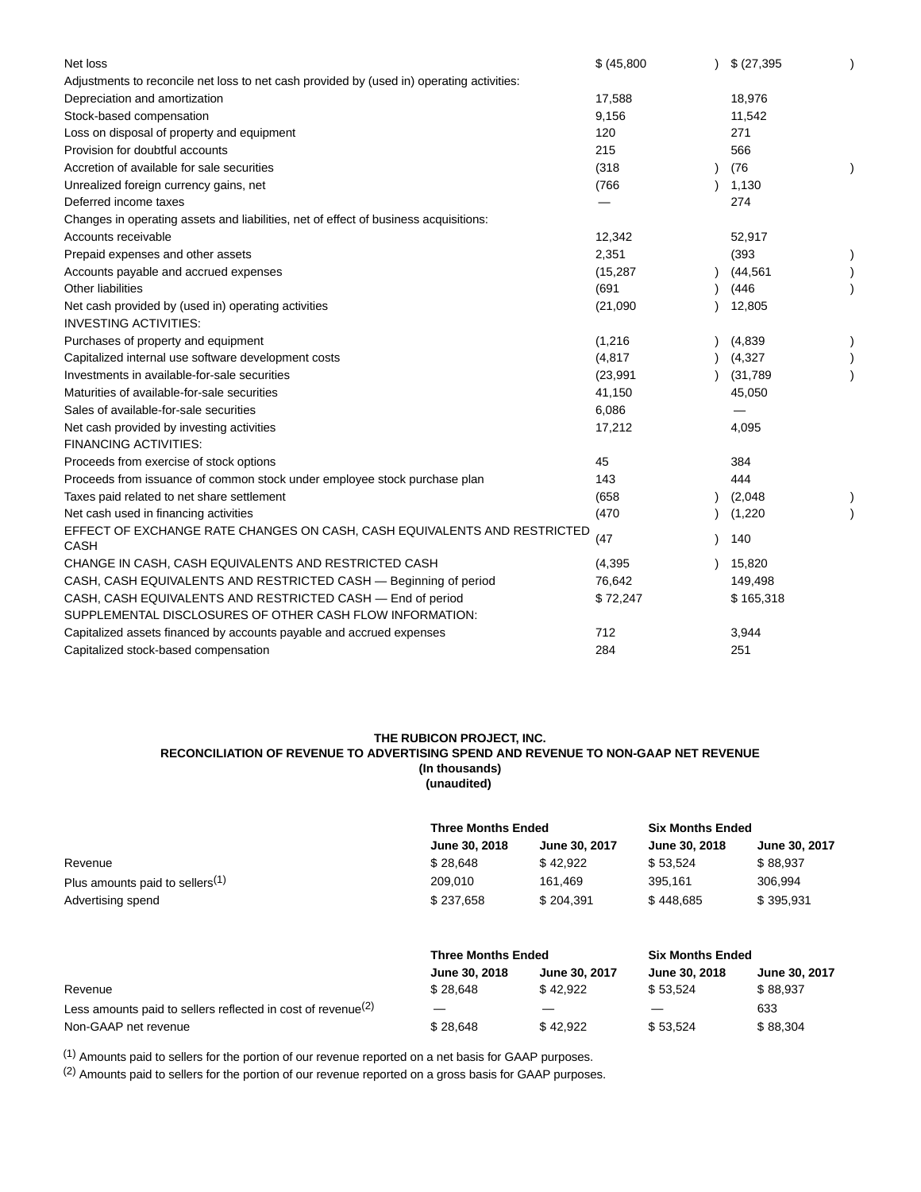| | | |
|---|---|---|
| Net loss | $ (45,800) | $ (27,395) |
| Adjustments to reconcile net loss to net cash provided by (used in) operating activities: | | |
| Depreciation and amortization | 17,588 | 18,976 |
| Stock-based compensation | 9,156 | 11,542 |
| Loss on disposal of property and equipment | 120 | 271 |
| Provision for doubtful accounts | 215 | 566 |
| Accretion of available for sale securities | (318) | (76) |
| Unrealized foreign currency gains, net | (766) | 1,130 |
| Deferred income taxes | — | 274 |
| Changes in operating assets and liabilities, net of effect of business acquisitions: | | |
| Accounts receivable | 12,342 | 52,917 |
| Prepaid expenses and other assets | 2,351 | (393) |
| Accounts payable and accrued expenses | (15,287) | (44,561) |
| Other liabilities | (691) | (446) |
| Net cash provided by (used in) operating activities | (21,090) | 12,805 |
| INVESTING ACTIVITIES: | | |
| Purchases of property and equipment | (1,216) | (4,839) |
| Capitalized internal use software development costs | (4,817) | (4,327) |
| Investments in available-for-sale securities | (23,991) | (31,789) |
| Maturities of available-for-sale securities | 41,150 | 45,050 |
| Sales of available-for-sale securities | 6,086 | — |
| Net cash provided by investing activities | 17,212 | 4,095 |
| FINANCING ACTIVITIES: | | |
| Proceeds from exercise of stock options | 45 | 384 |
| Proceeds from issuance of common stock under employee stock purchase plan | 143 | 444 |
| Taxes paid related to net share settlement | (658) | (2,048) |
| Net cash used in financing activities | (470) | (1,220) |
| EFFECT OF EXCHANGE RATE CHANGES ON CASH, CASH EQUIVALENTS AND RESTRICTED CASH | (47) | 140 |
| CHANGE IN CASH, CASH EQUIVALENTS AND RESTRICTED CASH | (4,395) | 15,820 |
| CASH, CASH EQUIVALENTS AND RESTRICTED CASH — Beginning of period | 76,642 | 149,498 |
| CASH, CASH EQUIVALENTS AND RESTRICTED CASH — End of period | $ 72,247 | $ 165,318 |
| SUPPLEMENTAL DISCLOSURES OF OTHER CASH FLOW INFORMATION: | | |
| Capitalized assets financed by accounts payable and accrued expenses | 712 | 3,944 |
| Capitalized stock-based compensation | 284 | 251 |

**THE RUBICON PROJECT, INC.**
**RECONCILIATION OF REVENUE TO ADVERTISING SPEND AND REVENUE TO NON-GAAP NET REVENUE**
**(In thousands)**
**(unaudited)**

| | Three Months Ended | | Six Months Ended | |
|---|---|---|---|---|
| | June 30, 2018 | June 30, 2017 | June 30, 2018 | June 30, 2017 |
| Revenue | $ 28,648 | $ 42,922 | $ 53,524 | $ 88,937 |
| Plus amounts paid to sellers[1] | 209,010 | 161,469 | 395,161 | 306,994 |
| Advertising spend | $ 237,658 | $ 204,391 | $ 448,685 | $ 395,931 |

| | Three Months Ended | | Six Months Ended | |
|---|---|---|---|---|
| | June 30, 2018 | June 30, 2017 | June 30, 2018 | June 30, 2017 |
| Revenue | $ 28,648 | $ 42,922 | $ 53,524 | $ 88,937 |
| Less amounts paid to sellers reflected in cost of revenue[2] | — | — | — | 633 |
| Non-GAAP net revenue | $ 28,648 | $ 42,922 | $ 53,524 | $ 88,304 |

[1] Amounts paid to sellers for the portion of our revenue reported on a net basis for GAAP purposes.

[2] Amounts paid to sellers for the portion of our revenue reported on a gross basis for GAAP purposes.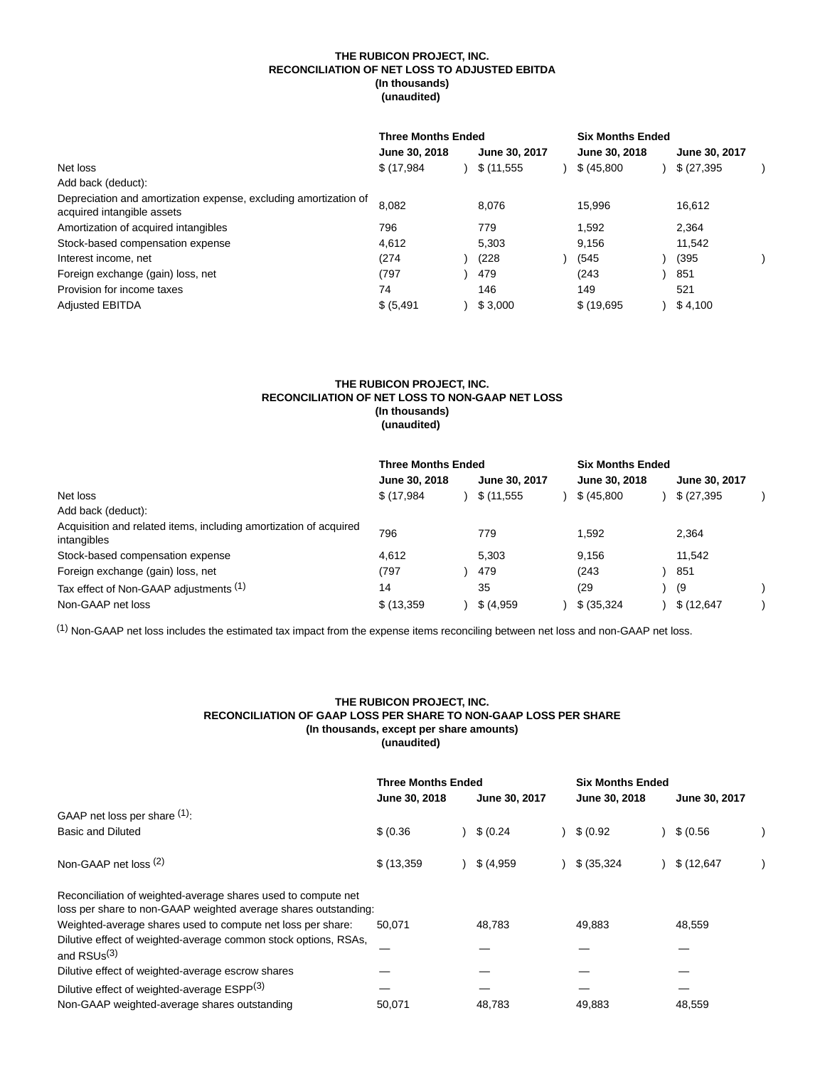**THE RUBICON PROJECT, INC.**
**RECONCILIATION OF NET LOSS TO ADJUSTED EBITDA**
**(In thousands)**
**(unaudited)**

| | Three Months Ended | | Six Months Ended | |
|---|---|---|---|---|
| | June 30, 2018 | June 30, 2017 | June 30, 2018 | June 30, 2017 |
| Net loss | $ (17,984) | $ (11,555) | $ (45,800) | $ (27,395) |
| Add back (deduct): | | | | |
| Depreciation and amortization expense, excluding amortization of acquired intangible assets | 8,082 | 8,076 | 15,996 | 16,612 |
| Amortization of acquired intangibles | 796 | 779 | 1,592 | 2,364 |
| Stock-based compensation expense | 4,612 | 5,303 | 9,156 | 11,542 |
| Interest income, net | (274) | (228) | (545) | (395) |
| Foreign exchange (gain) loss, net | (797) | 479 | (243) | 851 |
| Provision for income taxes | 74 | 146 | 149 | 521 |
| Adjusted EBITDA | $ (5,491) | $ 3,000 | $ (19,695) | $ 4,100 |

**THE RUBICON PROJECT, INC.**
**RECONCILIATION OF NET LOSS TO NON-GAAP NET LOSS**
**(In thousands)**
**(unaudited)**

| | Three Months Ended | | Six Months Ended | |
|---|---|---|---|---|
| | June 30, 2018 | June 30, 2017 | June 30, 2018 | June 30, 2017 |
| Net loss | $ (17,984) | $ (11,555) | $ (45,800) | $ (27,395) |
| Add back (deduct): | | | | |
| Acquisition and related items, including amortization of acquired intangibles | 796 | 779 | 1,592 | 2,364 |
| Stock-based compensation expense | 4,612 | 5,303 | 9,156 | 11,542 |
| Foreign exchange (gain) loss, net | (797) | 479 | (243) | 851 |
| Tax effect of Non-GAAP adjustments (1) | 14 | 35 | (29) | (9) |
| Non-GAAP net loss | $ (13,359) | $ (4,959) | $ (35,324) | $ (12,647) |

(1) Non-GAAP net loss includes the estimated tax impact from the expense items reconciling between net loss and non-GAAP net loss.

**THE RUBICON PROJECT, INC.**
**RECONCILIATION OF GAAP LOSS PER SHARE TO NON-GAAP LOSS PER SHARE**
**(In thousands, except per share amounts)**
**(unaudited)**

| | Three Months Ended | | Six Months Ended | |
|---|---|---|---|---|
| | June 30, 2018 | June 30, 2017 | June 30, 2018 | June 30, 2017 |
| GAAP net loss per share (1): | | | | |
| Basic and Diluted | $ (0.36) | $ (0.24) | $ (0.92) | $ (0.56) |
| Non-GAAP net loss (2) | $ (13,359) | $ (4,959) | $ (35,324) | $ (12,647) |
| Reconciliation of weighted-average shares used to compute net loss per share to non-GAAP weighted average shares outstanding: | | | | |
| Weighted-average shares used to compute net loss per share: | 50,071 | 48,783 | 49,883 | 48,559 |
| Dilutive effect of weighted-average common stock options, RSAs, and RSUs(3) | — | — | — | — |
| Dilutive effect of weighted-average escrow shares | — | — | — | — |
| Dilutive effect of weighted-average ESPP(3) | — | — | — | — |
| Non-GAAP weighted-average shares outstanding | 50,071 | 48,783 | 49,883 | 48,559 |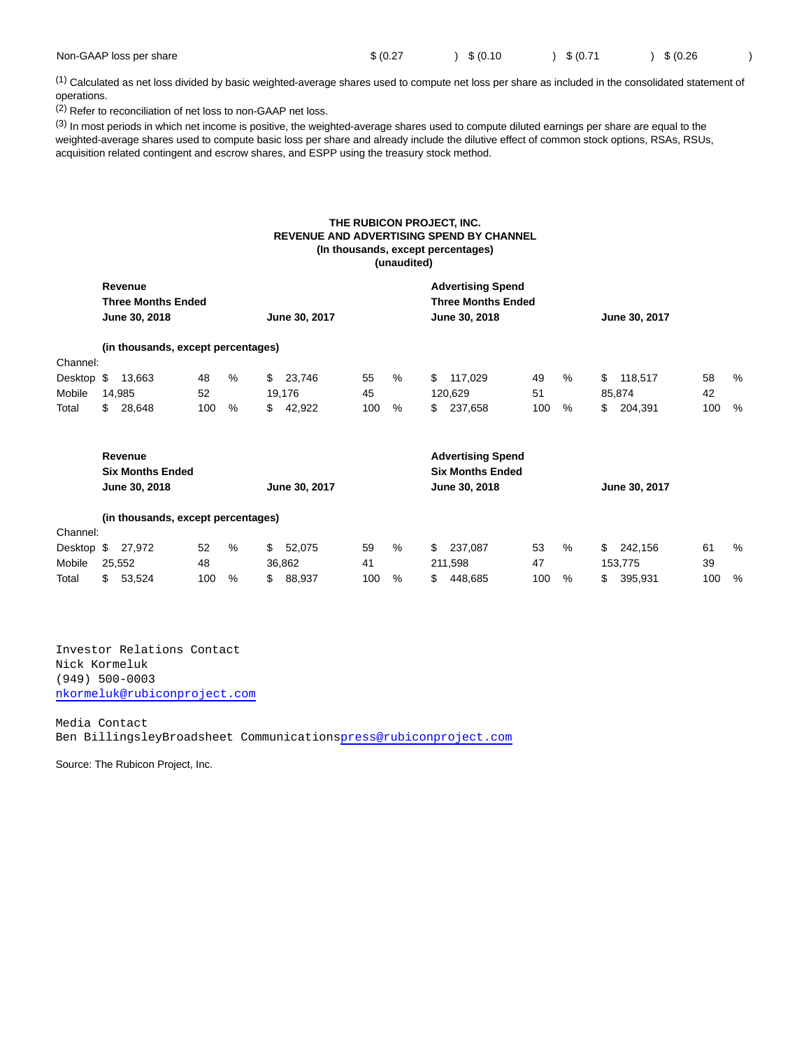| | | | | |
|---|---|---|---|---|
| Non-GAAP loss per share | $ (0.27) | $ (0.10) | $ (0.71) | $ (0.26) |

(1) Calculated as net loss divided by basic weighted-average shares used to compute net loss per share as included in the consolidated statement of operations.

(2) Refer to reconciliation of net loss to non-GAAP net loss.

(3) In most periods in which net income is positive, the weighted-average shares used to compute diluted earnings per share are equal to the weighted-average shares used to compute basic loss per share and already include the dilutive effect of common stock options, RSAs, RSUs, acquisition related contingent and escrow shares, and ESPP using the treasury stock method.

**THE RUBICON PROJECT, INC.**
**REVENUE AND ADVERTISING SPEND BY CHANNEL**
**(In thousands, except percentages)**
**(unaudited)**

| | Revenue Three Months Ended June 30, 2018 | | June 30, 2017 | | Advertising Spend Three Months Ended June 30, 2018 | | June 30, 2017 | |
|---|---|---|---|---|---|---|---|---|
| | (in thousands, except percentages) | | | | | | | |
| Channel: | | | | | | | | |
| Desktop | $ 13,663 | 48 % | $ 23,746 | 55 % | $ 117,029 | 49 % | $ 118,517 | 58 % |
| Mobile | 14,985 | 52 | 19,176 | 45 | 120,629 | 51 | 85,874 | 42 |
| Total | $ 28,648 | 100 % | $ 42,922 | 100 % | $ 237,658 | 100 % | $ 204,391 | 100 % |

| | Revenue Six Months Ended June 30, 2018 | | June 30, 2017 | | Advertising Spend Six Months Ended June 30, 2018 | | June 30, 2017 | |
|---|---|---|---|---|---|---|---|---|
| | (in thousands, except percentages) | | | | | | | |
| Channel: | | | | | | | | |
| Desktop | $ 27,972 | 52 % | $ 52,075 | 59 % | $ 237,087 | 53 % | $ 242,156 | 61 % |
| Mobile | 25,552 | 48 | 36,862 | 41 | 211,598 | 47 | 153,775 | 39 |
| Total | $ 53,524 | 100 % | $ 88,937 | 100 % | $ 448,685 | 100 % | $ 395,931 | 100 % |

Investor Relations Contact
Nick Kormeluk
(949) 500-0003
nkormeluk@rubiconproject.com

Media Contact
Ben BillingsleyBroadsheet Communicationspress@rubiconproject.com

Source: The Rubicon Project, Inc.